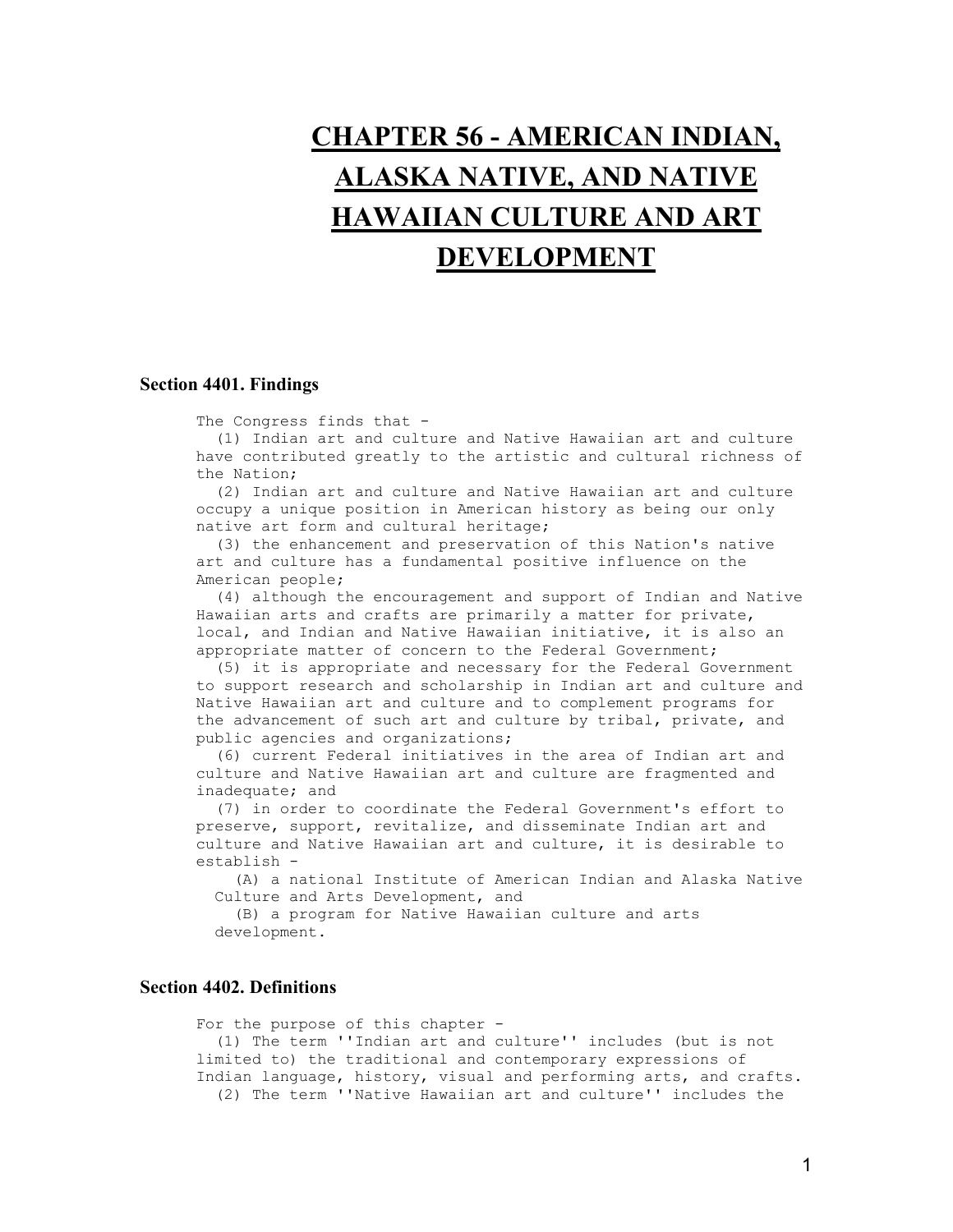# CHAPTER 56 - AMERICAN INDIAN, ALASKA NATIVE, AND NATIVE HAWAIIAN CULTURE AND ART DEVELOPMENT

### Section 4401. Findings

The Congress finds that -

(1) Indian art and culture and Native Hawaiian art and culture have contributed greatly to the artistic and cultural richness of the Nation;

(2) Indian art and culture and Native Hawaiian art and culture occupy a unique position in American history as being our only native art form and cultural heritage;

(3) the enhancement and preservation of this Nation's native art and culture has a fundamental positive influence on the American people;

(4) although the encouragement and support of Indian and Native Hawaiian arts and crafts are primarily a matter for private, local, and Indian and Native Hawaiian initiative, it is also an appropriate matter of concern to the Federal Government;

(5) it is appropriate and necessary for the Federal Government to support research and scholarship in Indian art and culture and Native Hawaiian art and culture and to complement programs for the advancement of such art and culture by tribal, private, and public agencies and organizations;

(6) current Federal initiatives in the area of Indian art and culture and Native Hawaiian art and culture are fragmented and inadequate; and

(7) in order to coordinate the Federal Government's effort to preserve, support, revitalize, and disseminate Indian art and culture and Native Hawaiian art and culture, it is desirable to establish -

(A) a national Institute of American Indian and Alaska Native Culture and Arts Development, and

(B) a program for Native Hawaiian culture and arts development.

### Section 4402. Definitions

For the purpose of this chapter -

(1) The term ''Indian art and culture'' includes (but is not limited to) the traditional and contemporary expressions of Indian language, history, visual and performing arts, and crafts.

(2) The term ''Native Hawaiian art and culture'' includes the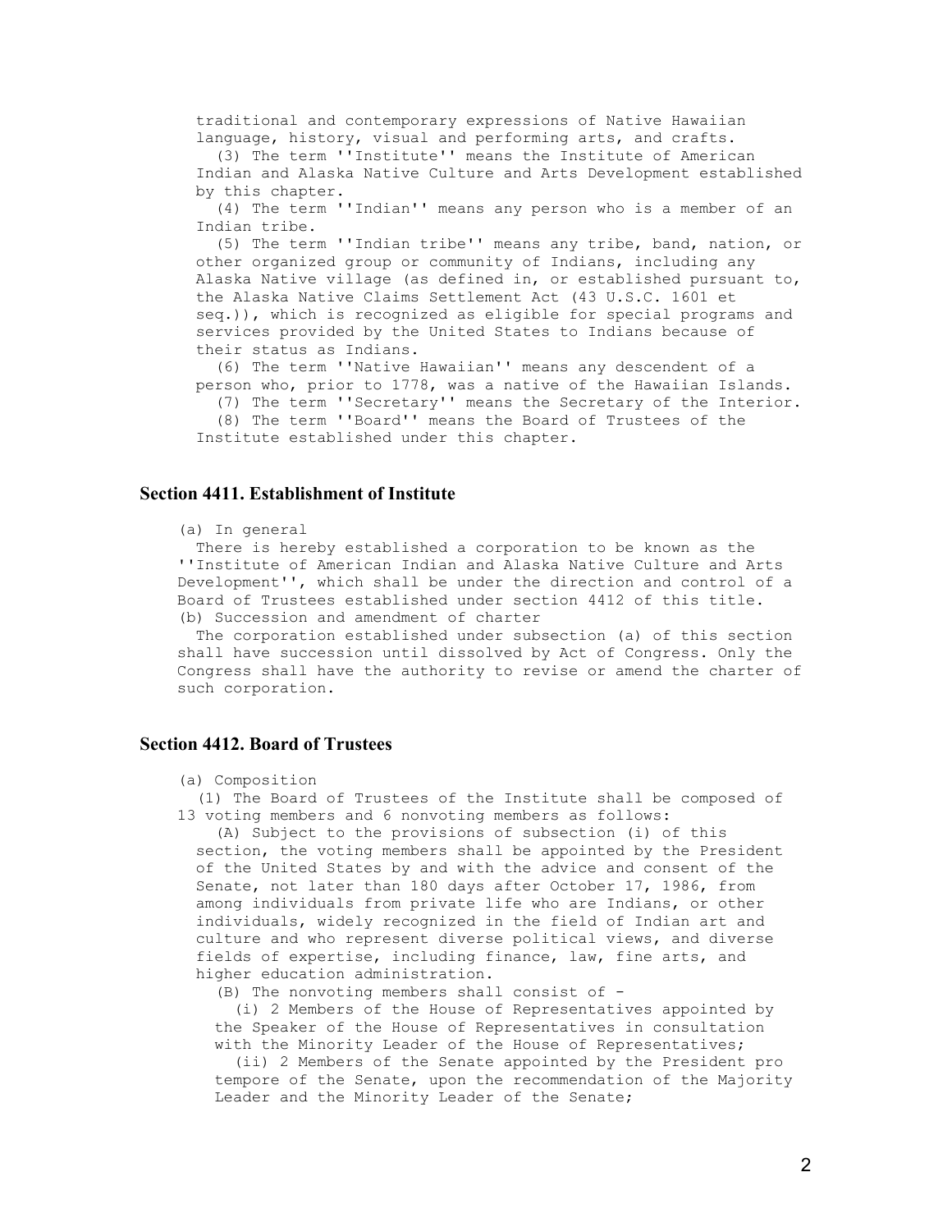traditional and contemporary expressions of Native Hawaiian language, history, visual and performing arts, and crafts.

(3) The term ''Institute'' means the Institute of American Indian and Alaska Native Culture and Arts Development established by this chapter.

(4) The term ''Indian'' means any person who is a member of an Indian tribe.

(5) The term ''Indian tribe'' means any tribe, band, nation, or other organized group or community of Indians, including any Alaska Native village (as defined in, or established pursuant to, the Alaska Native Claims Settlement Act (43 U.S.C. 1601 et seq.)), which is recognized as eligible for special programs and services provided by the United States to Indians because of their status as Indians.

(6) The term ''Native Hawaiian'' means any descendent of a person who, prior to 1778, was a native of the Hawaiian Islands.

(7) The term ''Secretary'' means the Secretary of the Interior.

(8) The term ''Board'' means the Board of Trustees of the Institute established under this chapter.

## Section 4411. Establishment of Institute

(a) In general

There is hereby established a corporation to be known as the ''Institute of American Indian and Alaska Native Culture and Arts Development'', which shall be under the direction and control of a Board of Trustees established under section 4412 of this title.

(b) Succession and amendment of charter

The corporation established under subsection (a) of this section shall have succession until dissolved by Act of Congress. Only the Congress shall have the authority to revise or amend the charter of such corporation.

## Section 4412. Board of Trustees

(a) Composition

(1) The Board of Trustees of the Institute shall be composed of 13 voting members and 6 nonvoting members as follows:

(A) Subject to the provisions of subsection (i) of this section, the voting members shall be appointed by the President of the United States by and with the advice and consent of the Senate, not later than 180 days after October 17, 1986, from among individuals from private life who are Indians, or other individuals, widely recognized in the field of Indian art and culture and who represent diverse political views, and diverse fields of expertise, including finance, law, fine arts, and higher education administration.

(B) The nonvoting members shall consist of -

(i) 2 Members of the House of Representatives appointed by the Speaker of the House of Representatives in consultation with the Minority Leader of the House of Representatives;

(ii) 2 Members of the Senate appointed by the President pro tempore of the Senate, upon the recommendation of the Majority Leader and the Minority Leader of the Senate;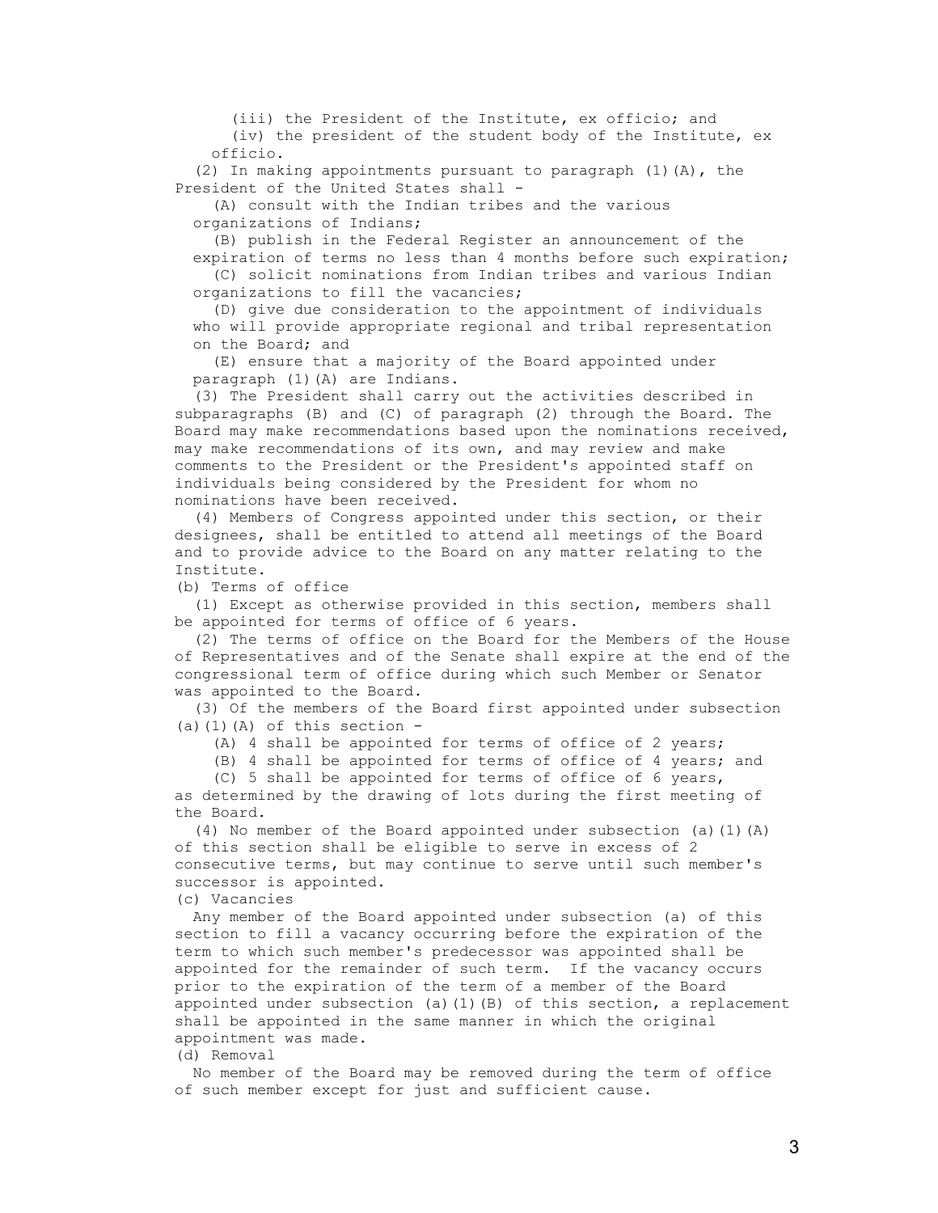(iii) the President of the Institute, ex officio; and

(iv) the president of the student body of the Institute, ex officio.

(2) In making appointments pursuant to paragraph (1)(A), the President of the United States shall -

(A) consult with the Indian tribes and the various organizations of Indians;

(B) publish in the Federal Register an announcement of the expiration of terms no less than 4 months before such expiration;

(C) solicit nominations from Indian tribes and various Indian organizations to fill the vacancies;

(D) give due consideration to the appointment of individuals who will provide appropriate regional and tribal representation on the Board; and

(E) ensure that a majority of the Board appointed under paragraph (1)(A) are Indians.

(3) The President shall carry out the activities described in subparagraphs (B) and (C) of paragraph (2) through the Board. The Board may make recommendations based upon the nominations received, may make recommendations of its own, and may review and make comments to the President or the President's appointed staff on individuals being considered by the President for whom no nominations have been received.

(4) Members of Congress appointed under this section, or their designees, shall be entitled to attend all meetings of the Board and to provide advice to the Board on any matter relating to the Institute.

(b) Terms of office

(1) Except as otherwise provided in this section, members shall be appointed for terms of office of 6 years.

(2) The terms of office on the Board for the Members of the House of Representatives and of the Senate shall expire at the end of the congressional term of office during which such Member or Senator was appointed to the Board.

(3) Of the members of the Board first appointed under subsection (a)(1)(A) of this section -

(A) 4 shall be appointed for terms of office of 2 years;

(B) 4 shall be appointed for terms of office of 4 years; and

(C) 5 shall be appointed for terms of office of 6 years,

as determined by the drawing of lots during the first meeting of the Board.

(4) No member of the Board appointed under subsection (a)(1)(A) of this section shall be eligible to serve in excess of 2 consecutive terms, but may continue to serve until such member's successor is appointed.

(c) Vacancies

Any member of the Board appointed under subsection (a) of this section to fill a vacancy occurring before the expiration of the term to which such member's predecessor was appointed shall be appointed for the remainder of such term. If the vacancy occurs prior to the expiration of the term of a member of the Board appointed under subsection (a)(1)(B) of this section, a replacement shall be appointed in the same manner in which the original appointment was made.

(d) Removal

No member of the Board may be removed during the term of office of such member except for just and sufficient cause.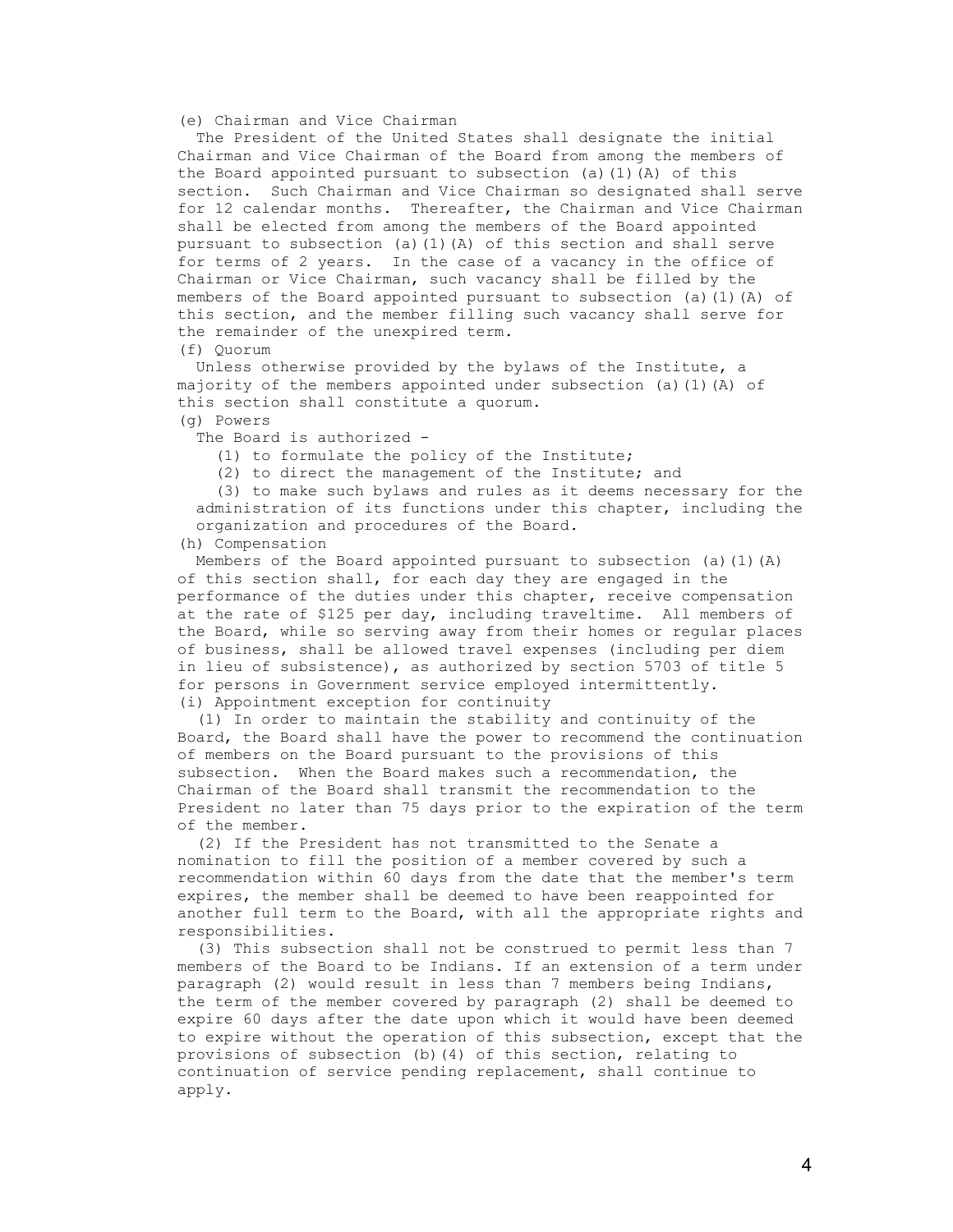(e) Chairman and Vice Chairman

The President of the United States shall designate the initial Chairman and Vice Chairman of the Board from among the members of the Board appointed pursuant to subsection (a)(1)(A) of this section. Such Chairman and Vice Chairman so designated shall serve for 12 calendar months. Thereafter, the Chairman and Vice Chairman shall be elected from among the members of the Board appointed pursuant to subsection (a)(1)(A) of this section and shall serve for terms of 2 years. In the case of a vacancy in the office of Chairman or Vice Chairman, such vacancy shall be filled by the members of the Board appointed pursuant to subsection (a)(1)(A) of this section, and the member filling such vacancy shall serve for the remainder of the unexpired term.

(f) Quorum

Unless otherwise provided by the bylaws of the Institute, a majority of the members appointed under subsection (a)(1)(A) of this section shall constitute a quorum.

(g) Powers

The Board is authorized -

(1) to formulate the policy of the Institute;

(2) to direct the management of the Institute; and

(3) to make such bylaws and rules as it deems necessary for the administration of its functions under this chapter, including the organization and procedures of the Board.

(h) Compensation

Members of the Board appointed pursuant to subsection (a)(1)(A) of this section shall, for each day they are engaged in the performance of the duties under this chapter, receive compensation at the rate of $125 per day, including traveltime. All members of the Board, while so serving away from their homes or regular places of business, shall be allowed travel expenses (including per diem in lieu of subsistence), as authorized by section 5703 of title 5 for persons in Government service employed intermittently.

(i) Appointment exception for continuity

(1) In order to maintain the stability and continuity of the Board, the Board shall have the power to recommend the continuation of members on the Board pursuant to the provisions of this subsection. When the Board makes such a recommendation, the Chairman of the Board shall transmit the recommendation to the President no later than 75 days prior to the expiration of the term of the member.

(2) If the President has not transmitted to the Senate a nomination to fill the position of a member covered by such a recommendation within 60 days from the date that the member's term expires, the member shall be deemed to have been reappointed for another full term to the Board, with all the appropriate rights and responsibilities.

(3) This subsection shall not be construed to permit less than 7 members of the Board to be Indians. If an extension of a term under paragraph (2) would result in less than 7 members being Indians, the term of the member covered by paragraph (2) shall be deemed to expire 60 days after the date upon which it would have been deemed to expire without the operation of this subsection, except that the provisions of subsection (b)(4) of this section, relating to continuation of service pending replacement, shall continue to apply.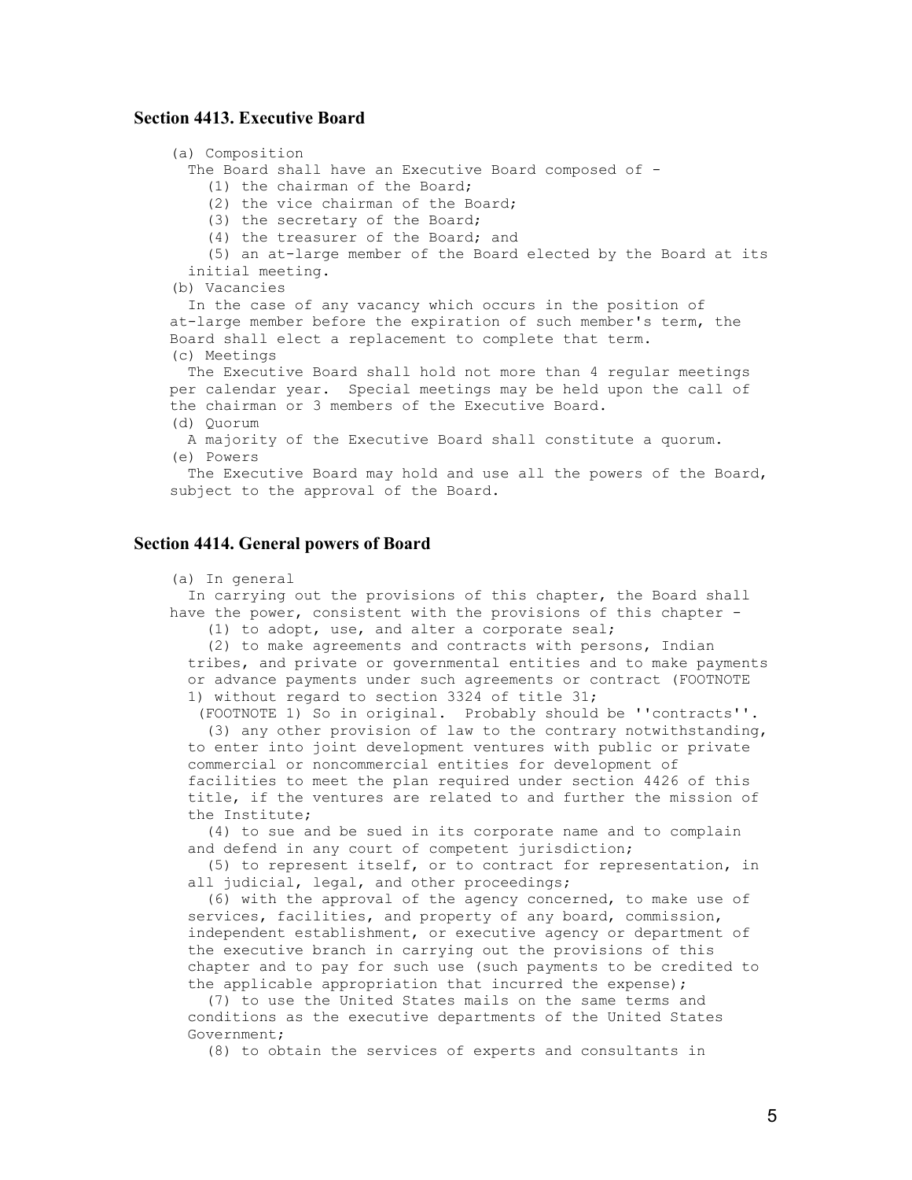### Section 4413. Executive Board

(a) Composition

The Board shall have an Executive Board composed of -

(1) the chairman of the Board;

(2) the vice chairman of the Board;

(3) the secretary of the Board;

(4) the treasurer of the Board; and

(5) an at-large member of the Board elected by the Board at its initial meeting.

(b) Vacancies

In the case of any vacancy which occurs in the position of at-large member before the expiration of such member's term, the Board shall elect a replacement to complete that term.

(c) Meetings

The Executive Board shall hold not more than 4 regular meetings per calendar year. Special meetings may be held upon the call of the chairman or 3 members of the Executive Board.

(d) Quorum

A majority of the Executive Board shall constitute a quorum.

(e) Powers

The Executive Board may hold and use all the powers of the Board, subject to the approval of the Board.

### Section 4414. General powers of Board

(a) In general

In carrying out the provisions of this chapter, the Board shall have the power, consistent with the provisions of this chapter -

(1) to adopt, use, and alter a corporate seal;

(2) to make agreements and contracts with persons, Indian tribes, and private or governmental entities and to make payments or advance payments under such agreements or contract (FOOTNOTE 1) without regard to section 3324 of title 31;

(FOOTNOTE 1) So in original. Probably should be ''contracts''.

(3) any other provision of law to the contrary notwithstanding, to enter into joint development ventures with public or private commercial or noncommercial entities for development of facilities to meet the plan required under section 4426 of this title, if the ventures are related to and further the mission of the Institute;

(4) to sue and be sued in its corporate name and to complain and defend in any court of competent jurisdiction;

(5) to represent itself, or to contract for representation, in all judicial, legal, and other proceedings;

(6) with the approval of the agency concerned, to make use of services, facilities, and property of any board, commission, independent establishment, or executive agency or department of the executive branch in carrying out the provisions of this chapter and to pay for such use (such payments to be credited to the applicable appropriation that incurred the expense);

(7) to use the United States mails on the same terms and conditions as the executive departments of the United States Government;

(8) to obtain the services of experts and consultants in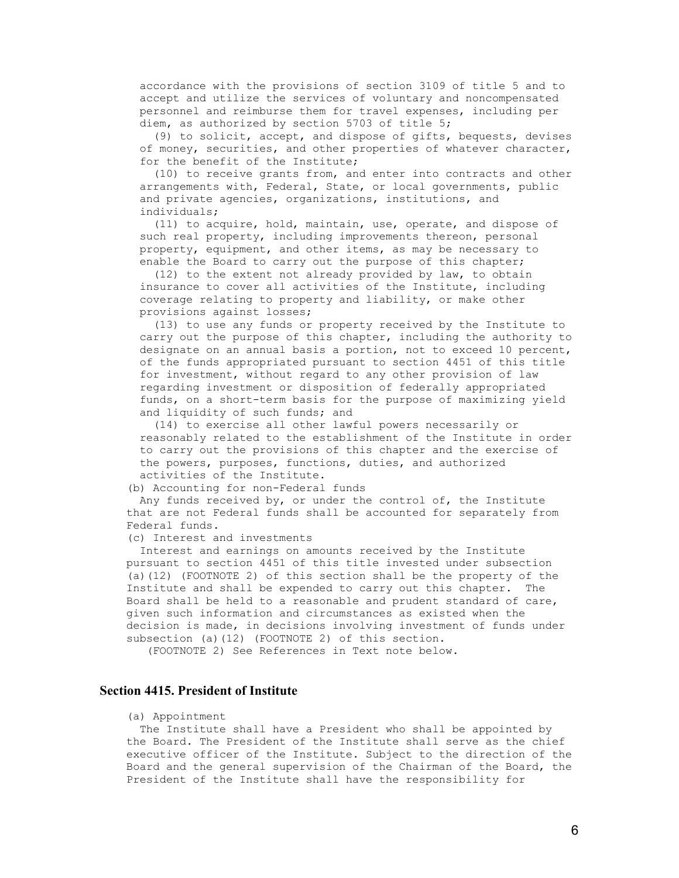accordance with the provisions of section 3109 of title 5 and to accept and utilize the services of voluntary and noncompensated personnel and reimburse them for travel expenses, including per diem, as authorized by section 5703 of title 5;

(9) to solicit, accept, and dispose of gifts, bequests, devises of money, securities, and other properties of whatever character, for the benefit of the Institute;

(10) to receive grants from, and enter into contracts and other arrangements with, Federal, State, or local governments, public and private agencies, organizations, institutions, and individuals;

(11) to acquire, hold, maintain, use, operate, and dispose of such real property, including improvements thereon, personal property, equipment, and other items, as may be necessary to enable the Board to carry out the purpose of this chapter;

(12) to the extent not already provided by law, to obtain insurance to cover all activities of the Institute, including coverage relating to property and liability, or make other provisions against losses;

(13) to use any funds or property received by the Institute to carry out the purpose of this chapter, including the authority to designate on an annual basis a portion, not to exceed 10 percent, of the funds appropriated pursuant to section 4451 of this title for investment, without regard to any other provision of law regarding investment or disposition of federally appropriated funds, on a short-term basis for the purpose of maximizing yield and liquidity of such funds; and

(14) to exercise all other lawful powers necessarily or reasonably related to the establishment of the Institute in order to carry out the provisions of this chapter and the exercise of the powers, purposes, functions, duties, and authorized activities of the Institute.

(b) Accounting for non-Federal funds

Any funds received by, or under the control of, the Institute that are not Federal funds shall be accounted for separately from Federal funds.

(c) Interest and investments

Interest and earnings on amounts received by the Institute pursuant to section 4451 of this title invested under subsection (a)(12) (FOOTNOTE 2) of this section shall be the property of the Institute and shall be expended to carry out this chapter. The Board shall be held to a reasonable and prudent standard of care, given such information and circumstances as existed when the decision is made, in decisions involving investment of funds under subsection (a)(12) (FOOTNOTE 2) of this section.

(FOOTNOTE 2) See References in Text note below.

### Section 4415. President of Institute

(a) Appointment

The Institute shall have a President who shall be appointed by the Board. The President of the Institute shall serve as the chief executive officer of the Institute. Subject to the direction of the Board and the general supervision of the Chairman of the Board, the President of the Institute shall have the responsibility for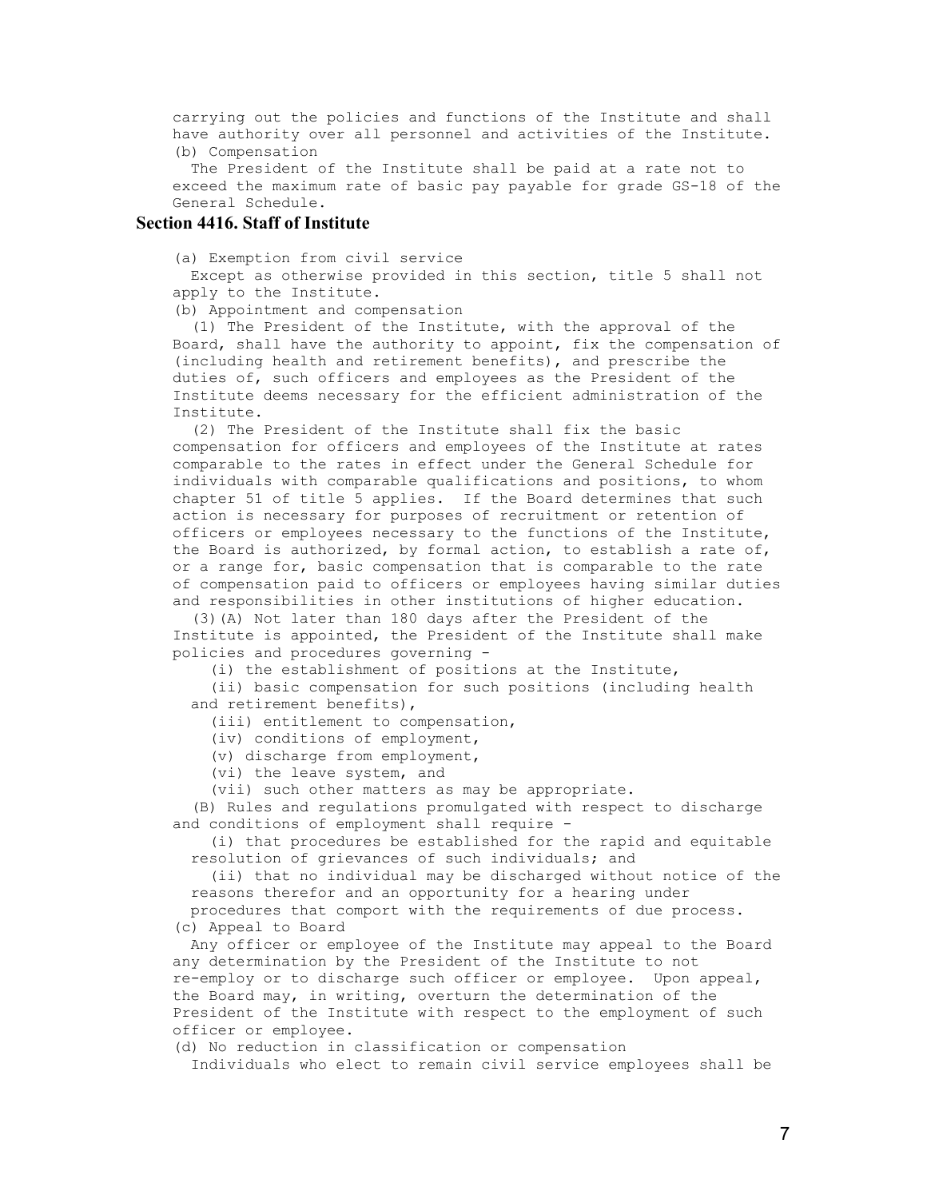carrying out the policies and functions of the Institute and shall have authority over all personnel and activities of the Institute.

(b) Compensation

The President of the Institute shall be paid at a rate not to exceed the maximum rate of basic pay payable for grade GS-18 of the General Schedule.

## Section 4416. Staff of Institute

(a) Exemption from civil service

Except as otherwise provided in this section, title 5 shall not apply to the Institute.

(b) Appointment and compensation

(1) The President of the Institute, with the approval of the Board, shall have the authority to appoint, fix the compensation of (including health and retirement benefits), and prescribe the duties of, such officers and employees as the President of the Institute deems necessary for the efficient administration of the Institute.

(2) The President of the Institute shall fix the basic compensation for officers and employees of the Institute at rates comparable to the rates in effect under the General Schedule for individuals with comparable qualifications and positions, to whom chapter 51 of title 5 applies. If the Board determines that such action is necessary for purposes of recruitment or retention of officers or employees necessary to the functions of the Institute, the Board is authorized, by formal action, to establish a rate of, or a range for, basic compensation that is comparable to the rate of compensation paid to officers or employees having similar duties and responsibilities in other institutions of higher education.

(3)(A) Not later than 180 days after the President of the Institute is appointed, the President of the Institute shall make policies and procedures governing -

(i) the establishment of positions at the Institute,

(ii) basic compensation for such positions (including health and retirement benefits),

(iii) entitlement to compensation,

(iv) conditions of employment,

(v) discharge from employment,

(vi) the leave system, and

(vii) such other matters as may be appropriate.

(B) Rules and regulations promulgated with respect to discharge and conditions of employment shall require -

(i) that procedures be established for the rapid and equitable resolution of grievances of such individuals; and

(ii) that no individual may be discharged without notice of the reasons therefor and an opportunity for a hearing under procedures that comport with the requirements of due process.

(c) Appeal to Board

Any officer or employee of the Institute may appeal to the Board any determination by the President of the Institute to not re-employ or to discharge such officer or employee. Upon appeal, the Board may, in writing, overturn the determination of the President of the Institute with respect to the employment of such officer or employee.

(d) No reduction in classification or compensation

Individuals who elect to remain civil service employees shall be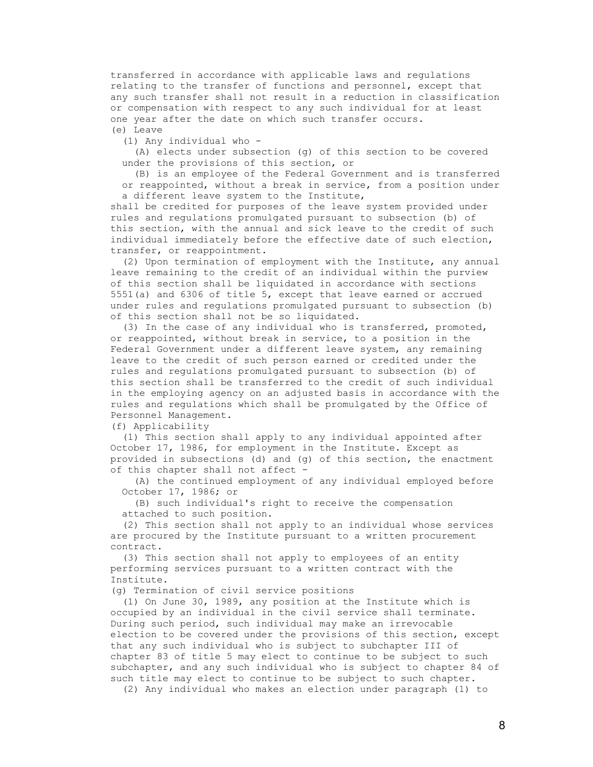transferred in accordance with applicable laws and regulations relating to the transfer of functions and personnel, except that any such transfer shall not result in a reduction in classification or compensation with respect to any such individual for at least one year after the date on which such transfer occurs.

(e) Leave

(1) Any individual who -

(A) elects under subsection (g) of this section to be covered under the provisions of this section, or

(B) is an employee of the Federal Government and is transferred or reappointed, without a break in service, from a position under a different leave system to the Institute,

shall be credited for purposes of the leave system provided under rules and regulations promulgated pursuant to subsection (b) of this section, with the annual and sick leave to the credit of such individual immediately before the effective date of such election, transfer, or reappointment.

(2) Upon termination of employment with the Institute, any annual leave remaining to the credit of an individual within the purview of this section shall be liquidated in accordance with sections 5551(a) and 6306 of title 5, except that leave earned or accrued under rules and regulations promulgated pursuant to subsection (b) of this section shall not be so liquidated.

(3) In the case of any individual who is transferred, promoted, or reappointed, without break in service, to a position in the Federal Government under a different leave system, any remaining leave to the credit of such person earned or credited under the rules and regulations promulgated pursuant to subsection (b) of this section shall be transferred to the credit of such individual in the employing agency on an adjusted basis in accordance with the rules and regulations which shall be promulgated by the Office of Personnel Management.

(f) Applicability

(1) This section shall apply to any individual appointed after October 17, 1986, for employment in the Institute. Except as provided in subsections (d) and (g) of this section, the enactment of this chapter shall not affect -

(A) the continued employment of any individual employed before October 17, 1986; or

(B) such individual's right to receive the compensation attached to such position.

(2) This section shall not apply to an individual whose services are procured by the Institute pursuant to a written procurement contract.

(3) This section shall not apply to employees of an entity performing services pursuant to a written contract with the Institute.

(g) Termination of civil service positions

(1) On June 30, 1989, any position at the Institute which is occupied by an individual in the civil service shall terminate. During such period, such individual may make an irrevocable election to be covered under the provisions of this section, except that any such individual who is subject to subchapter III of chapter 83 of title 5 may elect to continue to be subject to such subchapter, and any such individual who is subject to chapter 84 of such title may elect to continue to be subject to such chapter.

(2) Any individual who makes an election under paragraph (1) to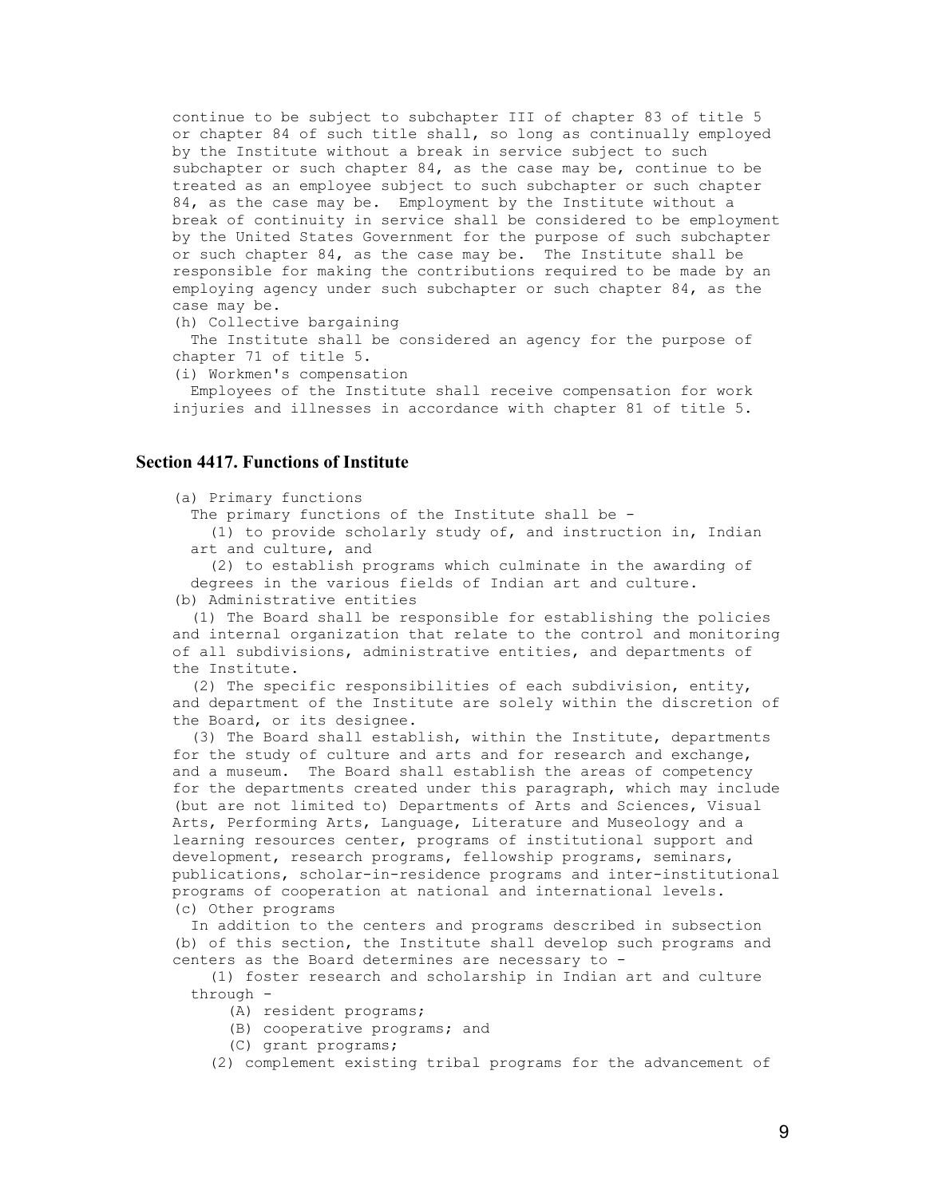continue to be subject to subchapter III of chapter 83 of title 5 or chapter 84 of such title shall, so long as continually employed by the Institute without a break in service subject to such subchapter or such chapter 84, as the case may be, continue to be treated as an employee subject to such subchapter or such chapter 84, as the case may be. Employment by the Institute without a break of continuity in service shall be considered to be employment by the United States Government for the purpose of such subchapter or such chapter 84, as the case may be. The Institute shall be responsible for making the contributions required to be made by an employing agency under such subchapter or such chapter 84, as the case may be.

(h) Collective bargaining

The Institute shall be considered an agency for the purpose of chapter 71 of title 5.

(i) Workmen's compensation

Employees of the Institute shall receive compensation for work injuries and illnesses in accordance with chapter 81 of title 5.

### Section 4417. Functions of Institute

(a) Primary functions

The primary functions of the Institute shall be -

(1) to provide scholarly study of, and instruction in, Indian art and culture, and

(2) to establish programs which culminate in the awarding of degrees in the various fields of Indian art and culture.

(b) Administrative entities

(1) The Board shall be responsible for establishing the policies and internal organization that relate to the control and monitoring of all subdivisions, administrative entities, and departments of the Institute.

(2) The specific responsibilities of each subdivision, entity, and department of the Institute are solely within the discretion of the Board, or its designee.

(3) The Board shall establish, within the Institute, departments for the study of culture and arts and for research and exchange, and a museum. The Board shall establish the areas of competency for the departments created under this paragraph, which may include (but are not limited to) Departments of Arts and Sciences, Visual Arts, Performing Arts, Language, Literature and Museology and a learning resources center, programs of institutional support and development, research programs, fellowship programs, seminars, publications, scholar-in-residence programs and inter-institutional programs of cooperation at national and international levels.

(c) Other programs

In addition to the centers and programs described in subsection (b) of this section, the Institute shall develop such programs and centers as the Board determines are necessary to -

(1) foster research and scholarship in Indian art and culture through -

(A) resident programs;

(B) cooperative programs; and

(C) grant programs;

(2) complement existing tribal programs for the advancement of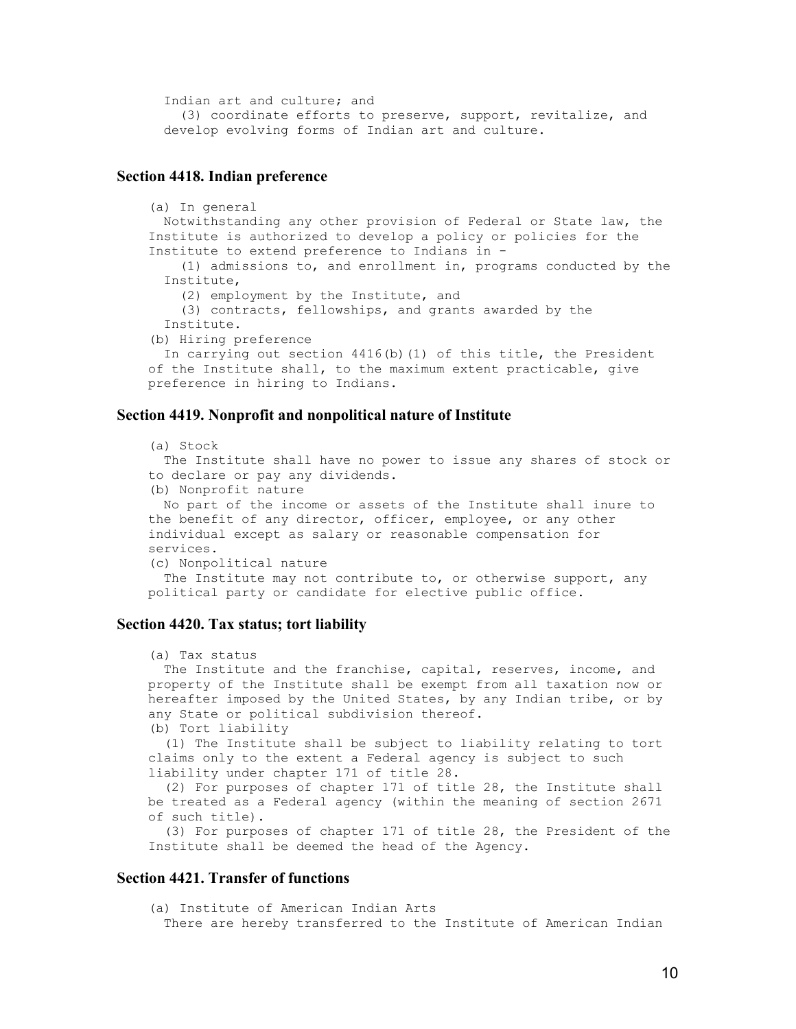Indian art and culture; and

(3) coordinate efforts to preserve, support, revitalize, and develop evolving forms of Indian art and culture.

### Section 4418. Indian preference

(a) In general

Notwithstanding any other provision of Federal or State law, the Institute is authorized to develop a policy or policies for the Institute to extend preference to Indians in -

(1) admissions to, and enrollment in, programs conducted by the Institute,

(2) employment by the Institute, and

(3) contracts, fellowships, and grants awarded by the Institute.

(b) Hiring preference

In carrying out section 4416(b)(1) of this title, the President of the Institute shall, to the maximum extent practicable, give preference in hiring to Indians.

### Section 4419. Nonprofit and nonpolitical nature of Institute

(a) Stock

The Institute shall have no power to issue any shares of stock or to declare or pay any dividends.

(b) Nonprofit nature

No part of the income or assets of the Institute shall inure to the benefit of any director, officer, employee, or any other individual except as salary or reasonable compensation for services.

(c) Nonpolitical nature

The Institute may not contribute to, or otherwise support, any political party or candidate for elective public office.

### Section 4420. Tax status; tort liability

(a) Tax status

The Institute and the franchise, capital, reserves, income, and property of the Institute shall be exempt from all taxation now or hereafter imposed by the United States, by any Indian tribe, or by any State or political subdivision thereof.

(b) Tort liability

(1) The Institute shall be subject to liability relating to tort claims only to the extent a Federal agency is subject to such liability under chapter 171 of title 28.

(2) For purposes of chapter 171 of title 28, the Institute shall be treated as a Federal agency (within the meaning of section 2671 of such title).

(3) For purposes of chapter 171 of title 28, the President of the Institute shall be deemed the head of the Agency.

### Section 4421. Transfer of functions

(a) Institute of American Indian Arts

There are hereby transferred to the Institute of American Indian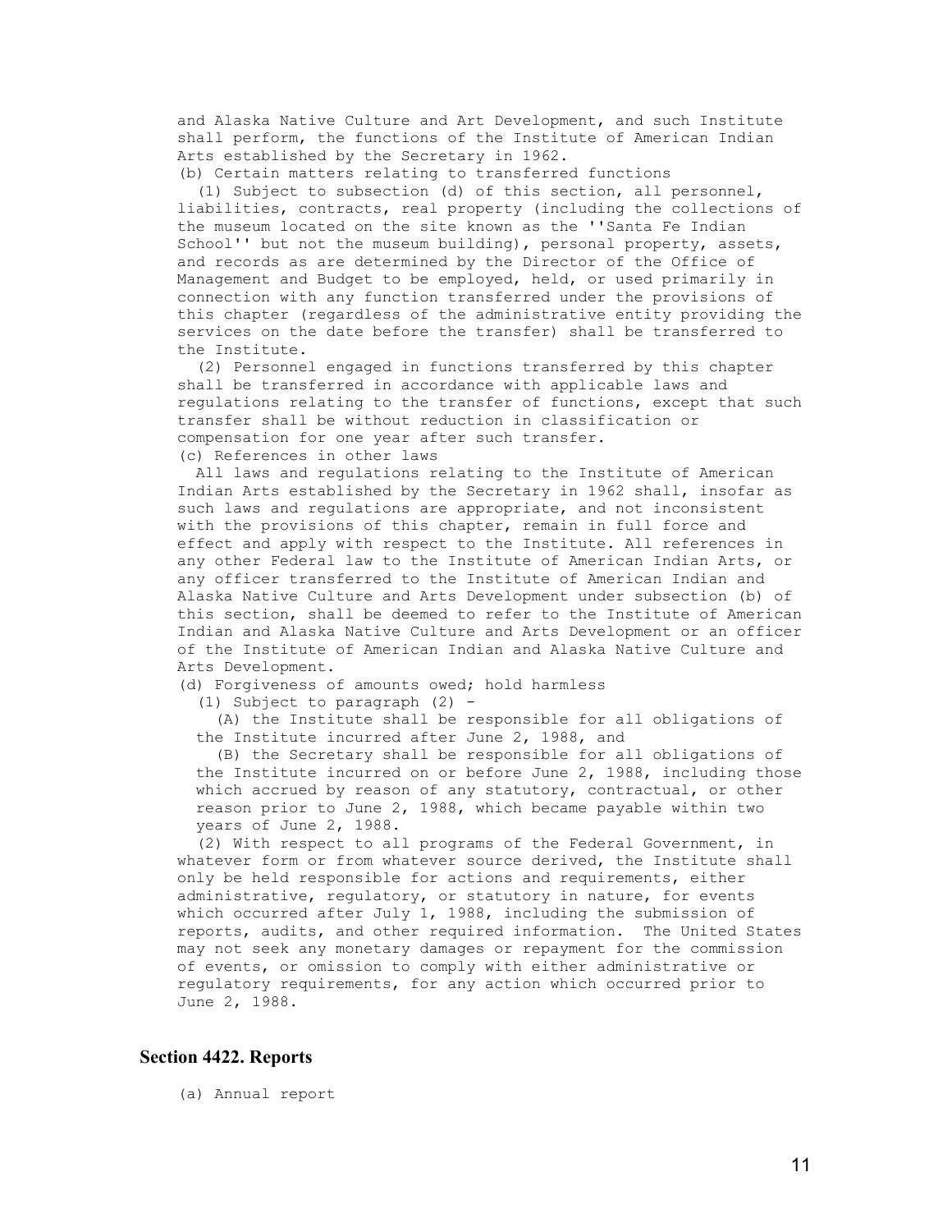and Alaska Native Culture and Art Development, and such Institute shall perform, the functions of the Institute of American Indian Arts established by the Secretary in 1962.

(b) Certain matters relating to transferred functions

(1) Subject to subsection (d) of this section, all personnel, liabilities, contracts, real property (including the collections of the museum located on the site known as the ''Santa Fe Indian School'' but not the museum building), personal property, assets, and records as are determined by the Director of the Office of Management and Budget to be employed, held, or used primarily in connection with any function transferred under the provisions of this chapter (regardless of the administrative entity providing the services on the date before the transfer) shall be transferred to the Institute.

(2) Personnel engaged in functions transferred by this chapter shall be transferred in accordance with applicable laws and regulations relating to the transfer of functions, except that such transfer shall be without reduction in classification or compensation for one year after such transfer.

(c) References in other laws

All laws and regulations relating to the Institute of American Indian Arts established by the Secretary in 1962 shall, insofar as such laws and regulations are appropriate, and not inconsistent with the provisions of this chapter, remain in full force and effect and apply with respect to the Institute. All references in any other Federal law to the Institute of American Indian Arts, or any officer transferred to the Institute of American Indian and Alaska Native Culture and Arts Development under subsection (b) of this section, shall be deemed to refer to the Institute of American Indian and Alaska Native Culture and Arts Development or an officer of the Institute of American Indian and Alaska Native Culture and Arts Development.

(d) Forgiveness of amounts owed; hold harmless

(1) Subject to paragraph (2) -

(A) the Institute shall be responsible for all obligations of the Institute incurred after June 2, 1988, and

(B) the Secretary shall be responsible for all obligations of the Institute incurred on or before June 2, 1988, including those which accrued by reason of any statutory, contractual, or other reason prior to June 2, 1988, which became payable within two years of June 2, 1988.

(2) With respect to all programs of the Federal Government, in whatever form or from whatever source derived, the Institute shall only be held responsible for actions and requirements, either administrative, regulatory, or statutory in nature, for events which occurred after July 1, 1988, including the submission of reports, audits, and other required information. The United States may not seek any monetary damages or repayment for the commission of events, or omission to comply with either administrative or regulatory requirements, for any action which occurred prior to June 2, 1988.

## Section 4422. Reports

(a) Annual report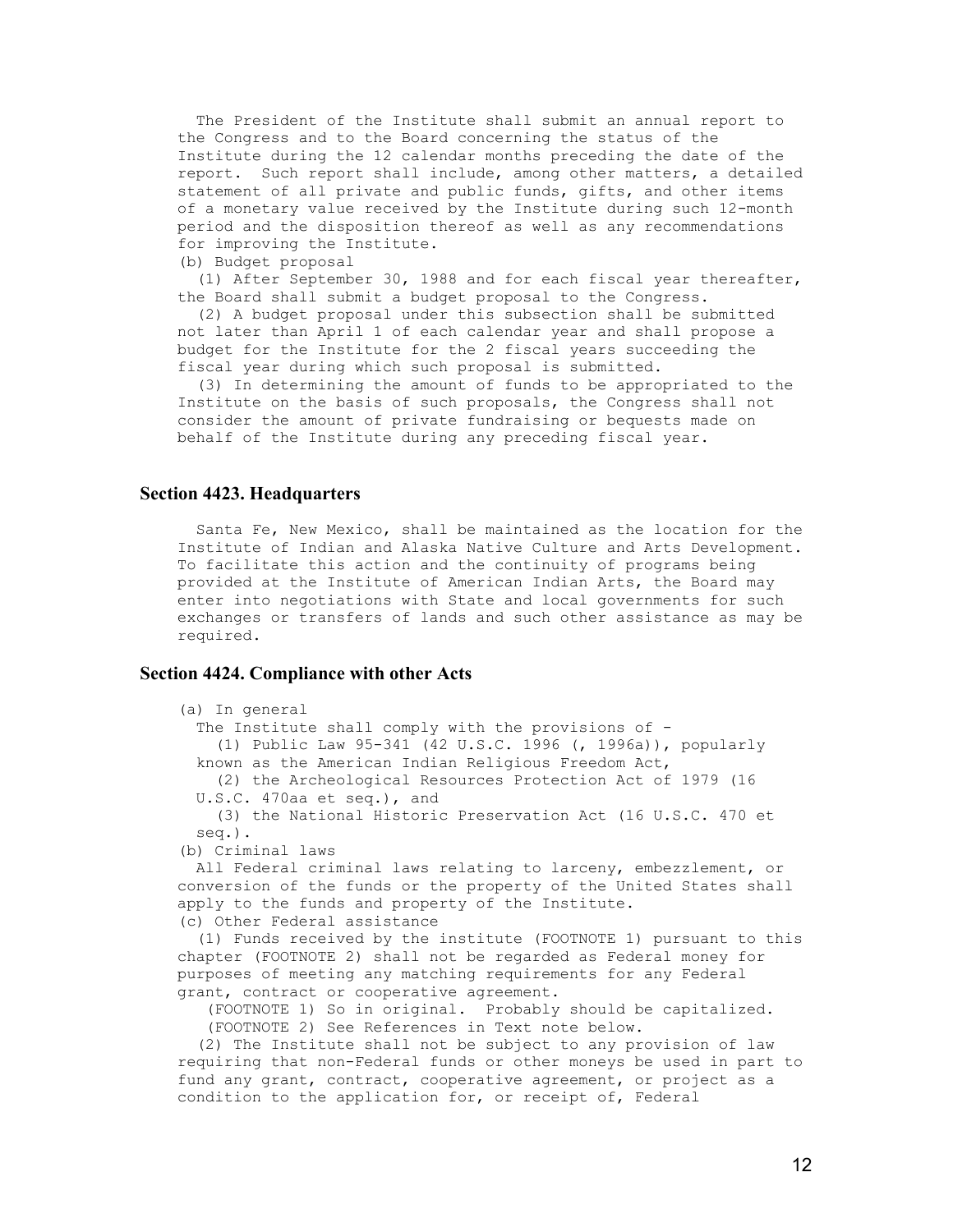The President of the Institute shall submit an annual report to the Congress and to the Board concerning the status of the Institute during the 12 calendar months preceding the date of the report. Such report shall include, among other matters, a detailed statement of all private and public funds, gifts, and other items of a monetary value received by the Institute during such 12-month period and the disposition thereof as well as any recommendations for improving the Institute.

(b) Budget proposal

(1) After September 30, 1988 and for each fiscal year thereafter, the Board shall submit a budget proposal to the Congress.

(2) A budget proposal under this subsection shall be submitted not later than April 1 of each calendar year and shall propose a budget for the Institute for the 2 fiscal years succeeding the fiscal year during which such proposal is submitted.

(3) In determining the amount of funds to be appropriated to the Institute on the basis of such proposals, the Congress shall not consider the amount of private fundraising or bequests made on behalf of the Institute during any preceding fiscal year.

### Section 4423. Headquarters

Santa Fe, New Mexico, shall be maintained as the location for the Institute of Indian and Alaska Native Culture and Arts Development. To facilitate this action and the continuity of programs being provided at the Institute of American Indian Arts, the Board may enter into negotiations with State and local governments for such exchanges or transfers of lands and such other assistance as may be required.

### Section 4424. Compliance with other Acts

(a) In general

The Institute shall comply with the provisions of -

(1) Public Law 95-341 (42 U.S.C. 1996 (, 1996a)), popularly known as the American Indian Religious Freedom Act,

(2) the Archeological Resources Protection Act of 1979 (16 U.S.C. 470aa et seq.), and

(3) the National Historic Preservation Act (16 U.S.C. 470 et seq.).

(b) Criminal laws

All Federal criminal laws relating to larceny, embezzlement, or conversion of the funds or the property of the United States shall apply to the funds and property of the Institute.

(c) Other Federal assistance

(1) Funds received by the institute (FOOTNOTE 1) pursuant to this chapter (FOOTNOTE 2) shall not be regarded as Federal money for purposes of meeting any matching requirements for any Federal grant, contract or cooperative agreement.

(FOOTNOTE 1) So in original. Probably should be capitalized.
(FOOTNOTE 2) See References in Text note below.

(2) The Institute shall not be subject to any provision of law requiring that non-Federal funds or other moneys be used in part to fund any grant, contract, cooperative agreement, or project as a condition to the application for, or receipt of, Federal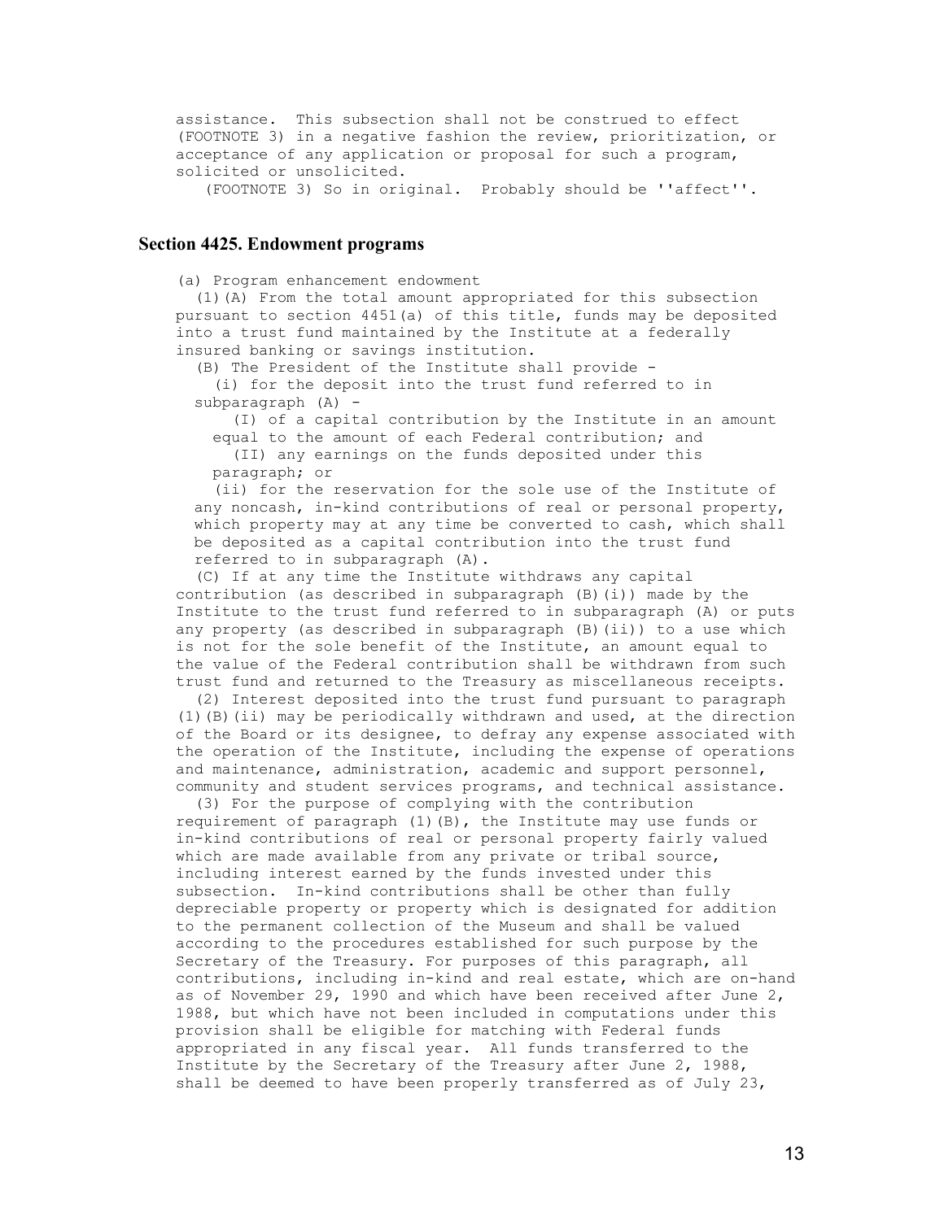assistance. This subsection shall not be construed to effect (FOOTNOTE 3) in a negative fashion the review, prioritization, or acceptance of any application or proposal for such a program, solicited or unsolicited.

(FOOTNOTE 3) So in original. Probably should be ''affect''.

### Section 4425. Endowment programs

(a) Program enhancement endowment

(1)(A) From the total amount appropriated for this subsection pursuant to section 4451(a) of this title, funds may be deposited into a trust fund maintained by the Institute at a federally insured banking or savings institution.

(B) The President of the Institute shall provide -

(i) for the deposit into the trust fund referred to in subparagraph (A) -

(I) of a capital contribution by the Institute in an amount equal to the amount of each Federal contribution; and

(II) any earnings on the funds deposited under this paragraph; or

(ii) for the reservation for the sole use of the Institute of any noncash, in-kind contributions of real or personal property, which property may at any time be converted to cash, which shall be deposited as a capital contribution into the trust fund referred to in subparagraph (A).

(C) If at any time the Institute withdraws any capital contribution (as described in subparagraph (B)(i)) made by the Institute to the trust fund referred to in subparagraph (A) or puts any property (as described in subparagraph (B)(ii)) to a use which is not for the sole benefit of the Institute, an amount equal to the value of the Federal contribution shall be withdrawn from such trust fund and returned to the Treasury as miscellaneous receipts.

(2) Interest deposited into the trust fund pursuant to paragraph (1)(B)(ii) may be periodically withdrawn and used, at the direction of the Board or its designee, to defray any expense associated with the operation of the Institute, including the expense of operations and maintenance, administration, academic and support personnel, community and student services programs, and technical assistance.

(3) For the purpose of complying with the contribution requirement of paragraph (1)(B), the Institute may use funds or in-kind contributions of real or personal property fairly valued which are made available from any private or tribal source, including interest earned by the funds invested under this subsection. In-kind contributions shall be other than fully depreciable property or property which is designated for addition to the permanent collection of the Museum and shall be valued according to the procedures established for such purpose by the Secretary of the Treasury. For purposes of this paragraph, all contributions, including in-kind and real estate, which are on-hand as of November 29, 1990 and which have been received after June 2, 1988, but which have not been included in computations under this provision shall be eligible for matching with Federal funds appropriated in any fiscal year. All funds transferred to the Institute by the Secretary of the Treasury after June 2, 1988, shall be deemed to have been properly transferred as of July 23,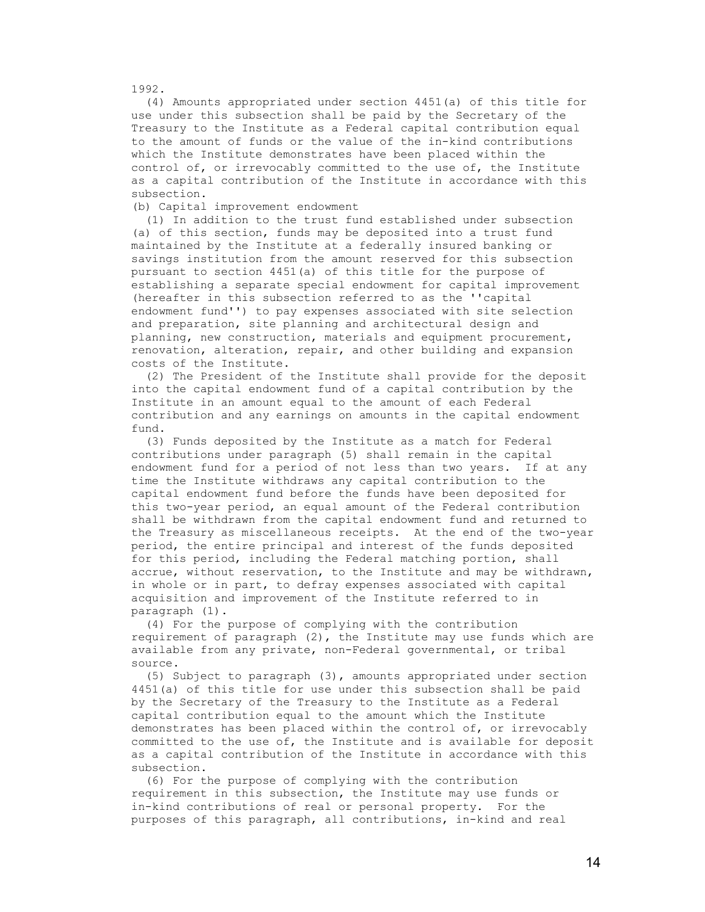1992.

(4) Amounts appropriated under section 4451(a) of this title for use under this subsection shall be paid by the Secretary of the Treasury to the Institute as a Federal capital contribution equal to the amount of funds or the value of the in-kind contributions which the Institute demonstrates have been placed within the control of, or irrevocably committed to the use of, the Institute as a capital contribution of the Institute in accordance with this subsection.

(b) Capital improvement endowment

(1) In addition to the trust fund established under subsection (a) of this section, funds may be deposited into a trust fund maintained by the Institute at a federally insured banking or savings institution from the amount reserved for this subsection pursuant to section 4451(a) of this title for the purpose of establishing a separate special endowment for capital improvement (hereafter in this subsection referred to as the ''capital endowment fund'') to pay expenses associated with site selection and preparation, site planning and architectural design and planning, new construction, materials and equipment procurement, renovation, alteration, repair, and other building and expansion costs of the Institute.

(2) The President of the Institute shall provide for the deposit into the capital endowment fund of a capital contribution by the Institute in an amount equal to the amount of each Federal contribution and any earnings on amounts in the capital endowment fund.

(3) Funds deposited by the Institute as a match for Federal contributions under paragraph (5) shall remain in the capital endowment fund for a period of not less than two years. If at any time the Institute withdraws any capital contribution to the capital endowment fund before the funds have been deposited for this two-year period, an equal amount of the Federal contribution shall be withdrawn from the capital endowment fund and returned to the Treasury as miscellaneous receipts. At the end of the two-year period, the entire principal and interest of the funds deposited for this period, including the Federal matching portion, shall accrue, without reservation, to the Institute and may be withdrawn, in whole or in part, to defray expenses associated with capital acquisition and improvement of the Institute referred to in paragraph (1).

(4) For the purpose of complying with the contribution requirement of paragraph (2), the Institute may use funds which are available from any private, non-Federal governmental, or tribal source.

(5) Subject to paragraph (3), amounts appropriated under section 4451(a) of this title for use under this subsection shall be paid by the Secretary of the Treasury to the Institute as a Federal capital contribution equal to the amount which the Institute demonstrates has been placed within the control of, or irrevocably committed to the use of, the Institute and is available for deposit as a capital contribution of the Institute in accordance with this subsection.

(6) For the purpose of complying with the contribution requirement in this subsection, the Institute may use funds or in-kind contributions of real or personal property. For the purposes of this paragraph, all contributions, in-kind and real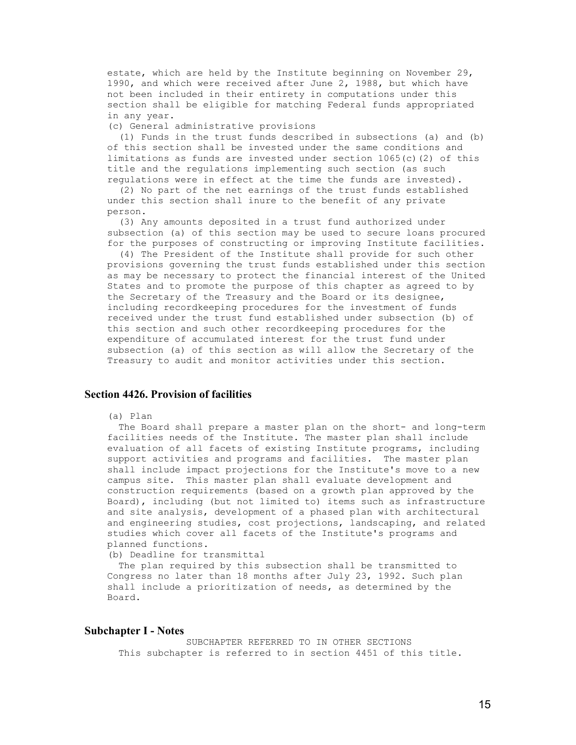estate, which are held by the Institute beginning on November 29, 1990, and which were received after June 2, 1988, but which have not been included in their entirety in computations under this section shall be eligible for matching Federal funds appropriated in any year.

(c) General administrative provisions

(1) Funds in the trust funds described in subsections (a) and (b) of this section shall be invested under the same conditions and limitations as funds are invested under section 1065(c)(2) of this title and the regulations implementing such section (as such regulations were in effect at the time the funds are invested).

(2) No part of the net earnings of the trust funds established under this section shall inure to the benefit of any private person.

(3) Any amounts deposited in a trust fund authorized under subsection (a) of this section may be used to secure loans procured for the purposes of constructing or improving Institute facilities.

(4) The President of the Institute shall provide for such other provisions governing the trust funds established under this section as may be necessary to protect the financial interest of the United States and to promote the purpose of this chapter as agreed to by the Secretary of the Treasury and the Board or its designee, including recordkeeping procedures for the investment of funds received under the trust fund established under subsection (b) of this section and such other recordkeeping procedures for the expenditure of accumulated interest for the trust fund under subsection (a) of this section as will allow the Secretary of the Treasury to audit and monitor activities under this section.

## Section 4426. Provision of facilities

(a) Plan

The Board shall prepare a master plan on the short- and long-term facilities needs of the Institute. The master plan shall include evaluation of all facets of existing Institute programs, including support activities and programs and facilities. The master plan shall include impact projections for the Institute's move to a new campus site. This master plan shall evaluate development and construction requirements (based on a growth plan approved by the Board), including (but not limited to) items such as infrastructure and site analysis, development of a phased plan with architectural and engineering studies, cost projections, landscaping, and related studies which cover all facets of the Institute's programs and planned functions.

(b) Deadline for transmittal

The plan required by this subsection shall be transmitted to Congress no later than 18 months after July 23, 1992. Such plan shall include a prioritization of needs, as determined by the Board.

## Subchapter I - Notes

SUBCHAPTER REFERRED TO IN OTHER SECTIONS

This subchapter is referred to in section 4451 of this title.